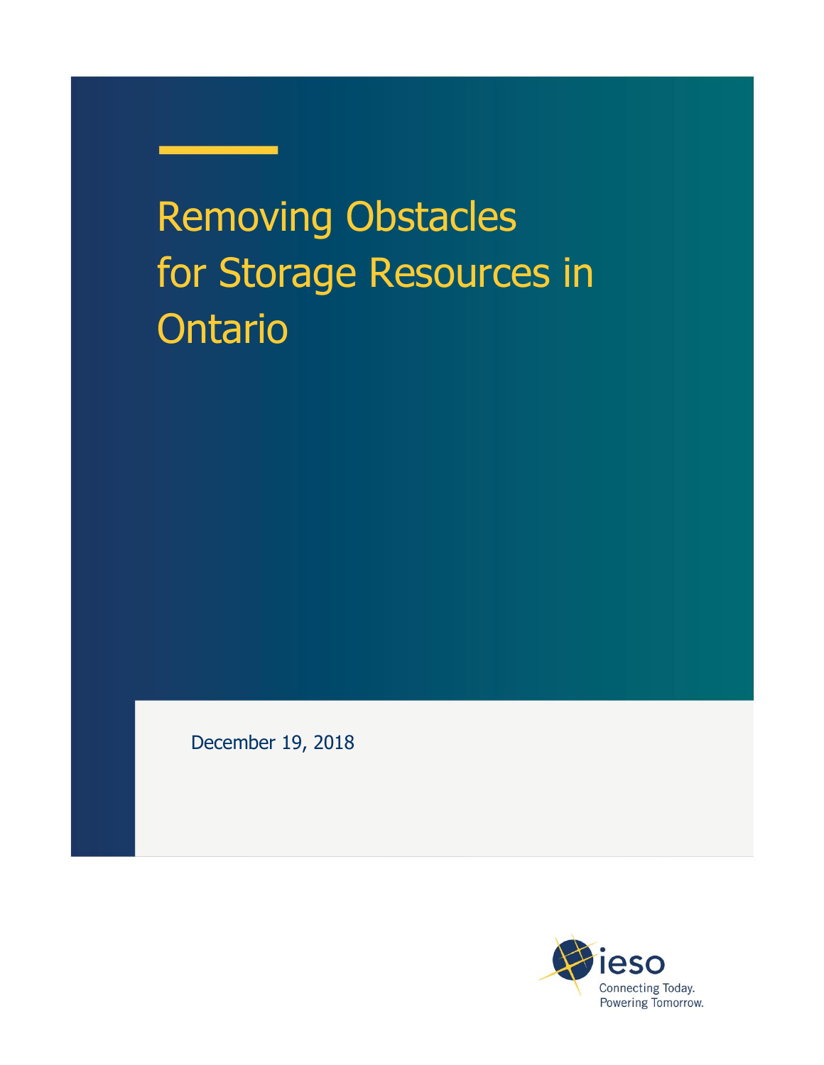# Removing Obstacles for Storage Resources in Ontario

December 19, 2018

Connecting Today.
Powering Tomorrow.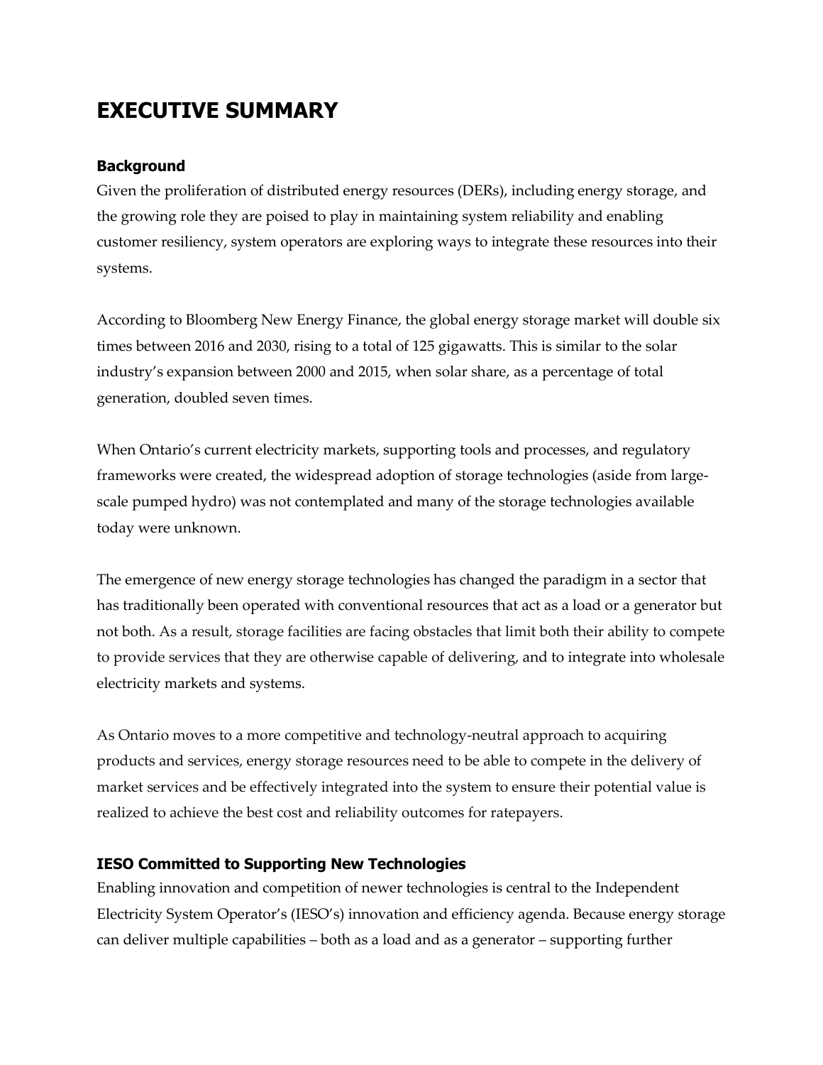# EXECUTIVE SUMMARY

### Background

Given the proliferation of distributed energy resources (DERs), including energy storage, and the growing role they are poised to play in maintaining system reliability and enabling customer resiliency, system operators are exploring ways to integrate these resources into their systems.

According to Bloomberg New Energy Finance, the global energy storage market will double six times between 2016 and 2030, rising to a total of 125 gigawatts. This is similar to the solar industry's expansion between 2000 and 2015, when solar share, as a percentage of total generation, doubled seven times.

When Ontario's current electricity markets, supporting tools and processes, and regulatory frameworks were created, the widespread adoption of storage technologies (aside from large-scale pumped hydro) was not contemplated and many of the storage technologies available today were unknown.

The emergence of new energy storage technologies has changed the paradigm in a sector that has traditionally been operated with conventional resources that act as a load or a generator but not both. As a result, storage facilities are facing obstacles that limit both their ability to compete to provide services that they are otherwise capable of delivering, and to integrate into wholesale electricity markets and systems.

As Ontario moves to a more competitive and technology-neutral approach to acquiring products and services, energy storage resources need to be able to compete in the delivery of market services and be effectively integrated into the system to ensure their potential value is realized to achieve the best cost and reliability outcomes for ratepayers.

### IESO Committed to Supporting New Technologies

Enabling innovation and competition of newer technologies is central to the Independent Electricity System Operator's (IESO's) innovation and efficiency agenda. Because energy storage can deliver multiple capabilities – both as a load and as a generator – supporting further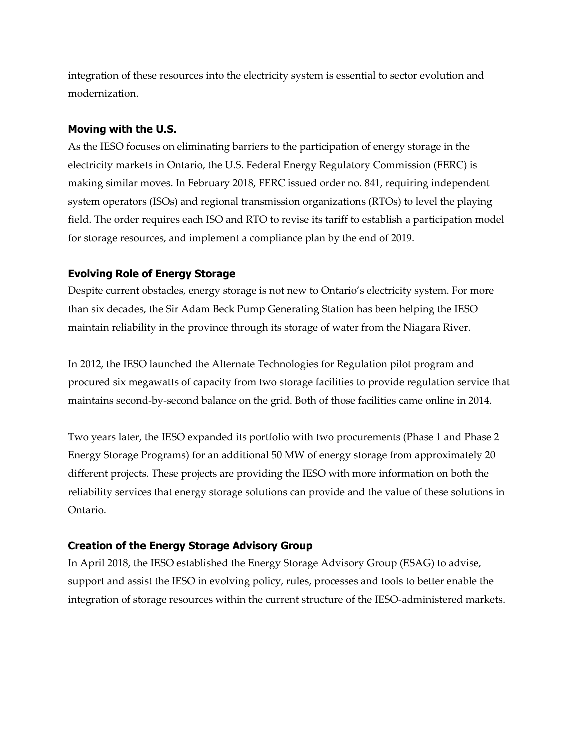integration of these resources into the electricity system is essential to sector evolution and modernization.

### Moving with the U.S.

As the IESO focuses on eliminating barriers to the participation of energy storage in the electricity markets in Ontario, the U.S. Federal Energy Regulatory Commission (FERC) is making similar moves. In February 2018, FERC issued order no. 841, requiring independent system operators (ISOs) and regional transmission organizations (RTOs) to level the playing field. The order requires each ISO and RTO to revise its tariff to establish a participation model for storage resources, and implement a compliance plan by the end of 2019.

### Evolving Role of Energy Storage

Despite current obstacles, energy storage is not new to Ontario's electricity system. For more than six decades, the Sir Adam Beck Pump Generating Station has been helping the IESO maintain reliability in the province through its storage of water from the Niagara River.

In 2012, the IESO launched the Alternate Technologies for Regulation pilot program and procured six megawatts of capacity from two storage facilities to provide regulation service that maintains second-by-second balance on the grid. Both of those facilities came online in 2014.

Two years later, the IESO expanded its portfolio with two procurements (Phase 1 and Phase 2 Energy Storage Programs) for an additional 50 MW of energy storage from approximately 20 different projects. These projects are providing the IESO with more information on both the reliability services that energy storage solutions can provide and the value of these solutions in Ontario.

### Creation of the Energy Storage Advisory Group

In April 2018, the IESO established the Energy Storage Advisory Group (ESAG) to advise, support and assist the IESO in evolving policy, rules, processes and tools to better enable the integration of storage resources within the current structure of the IESO-administered markets.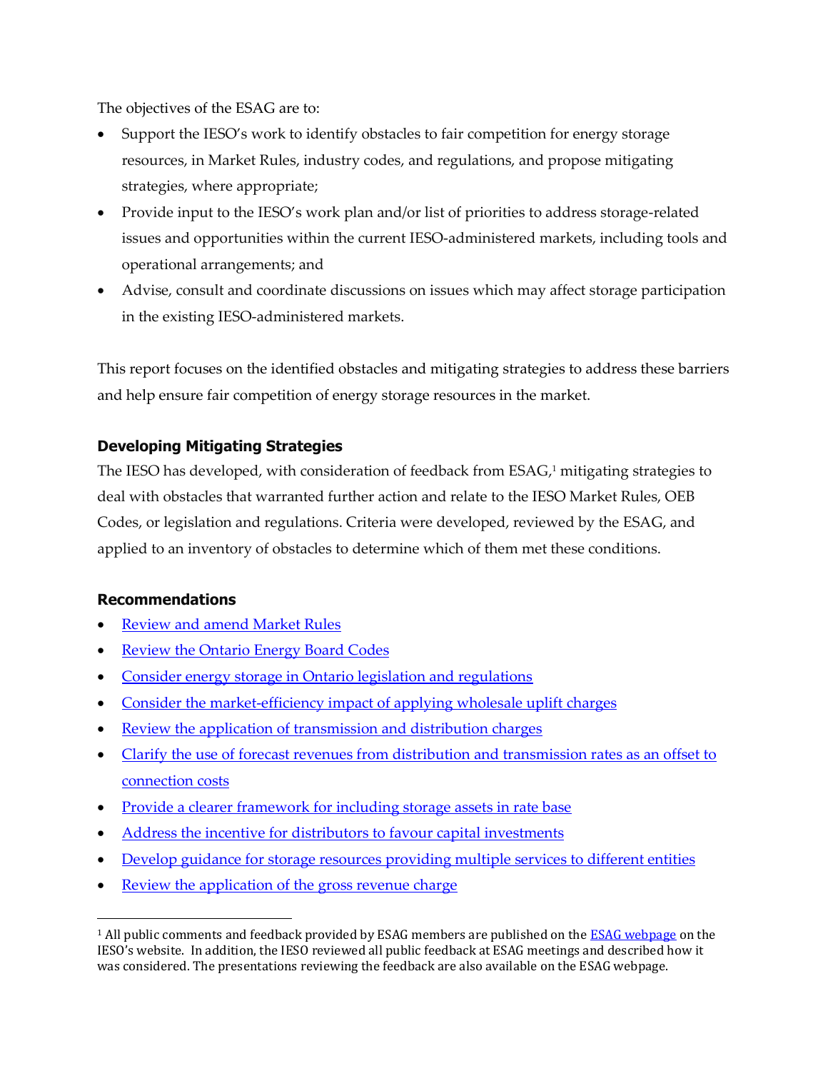The objectives of the ESAG are to:

- Support the IESO's work to identify obstacles to fair competition for energy storage resources, in Market Rules, industry codes, and regulations, and propose mitigating strategies, where appropriate;
- Provide input to the IESO's work plan and/or list of priorities to address storage-related issues and opportunities within the current IESO-administered markets, including tools and operational arrangements; and
- Advise, consult and coordinate discussions on issues which may affect storage participation in the existing IESO-administered markets.

This report focuses on the identified obstacles and mitigating strategies to address these barriers and help ensure fair competition of energy storage resources in the market.

### Developing Mitigating Strategies

The IESO has developed, with consideration of feedback from ESAG,[1] mitigating strategies to deal with obstacles that warranted further action and relate to the IESO Market Rules, OEB Codes, or legislation and regulations. Criteria were developed, reviewed by the ESAG, and applied to an inventory of obstacles to determine which of them met these conditions.

### Recommendations

- Review and amend Market Rules
- Review the Ontario Energy Board Codes
- Consider energy storage in Ontario legislation and regulations
- Consider the market-efficiency impact of applying wholesale uplift charges
- Review the application of transmission and distribution charges
- Clarify the use of forecast revenues from distribution and transmission rates as an offset to connection costs
- Provide a clearer framework for including storage assets in rate base
- Address the incentive for distributors to favour capital investments
- Develop guidance for storage resources providing multiple services to different entities
- Review the application of the gross revenue charge

[1] All public comments and feedback provided by ESAG members are published on the ESAG webpage on the IESO's website. In addition, the IESO reviewed all public feedback at ESAG meetings and described how it was considered. The presentations reviewing the feedback are also available on the ESAG webpage.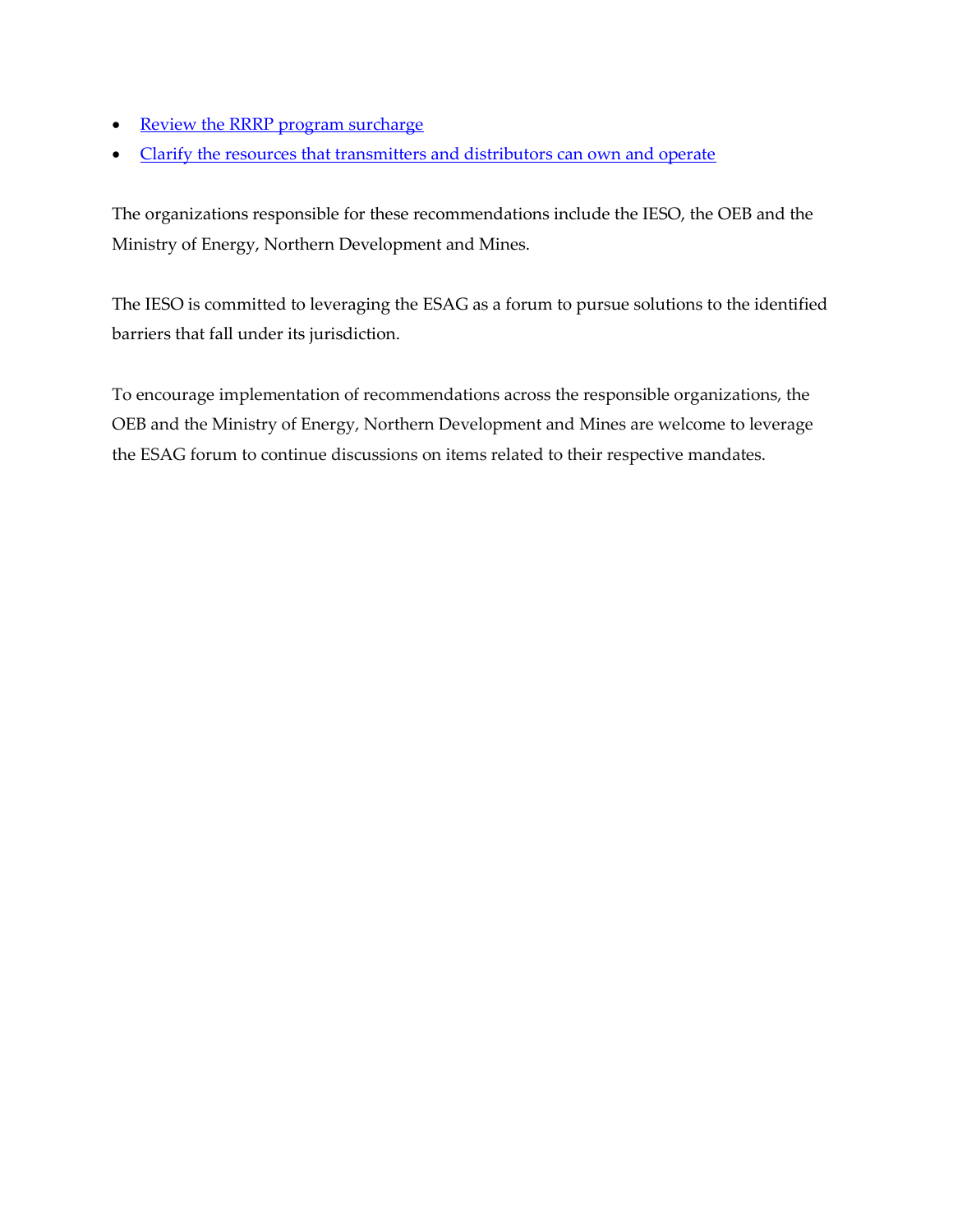- Review the RRRP program surcharge
- Clarify the resources that transmitters and distributors can own and operate

The organizations responsible for these recommendations include the IESO, the OEB and the Ministry of Energy, Northern Development and Mines.

The IESO is committed to leveraging the ESAG as a forum to pursue solutions to the identified barriers that fall under its jurisdiction.

To encourage implementation of recommendations across the responsible organizations, the OEB and the Ministry of Energy, Northern Development and Mines are welcome to leverage the ESAG forum to continue discussions on items related to their respective mandates.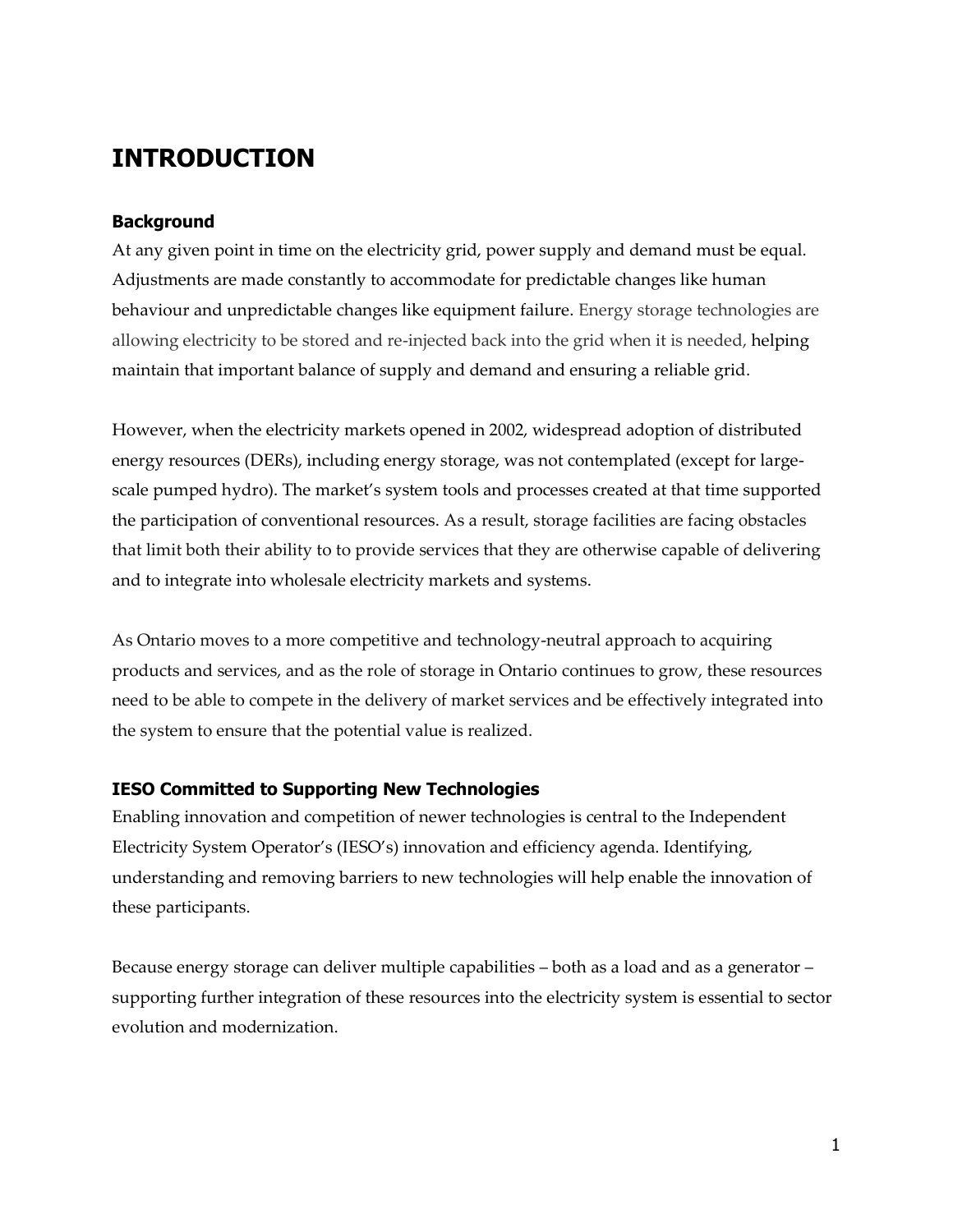# INTRODUCTION

### Background

At any given point in time on the electricity grid, power supply and demand must be equal. Adjustments are made constantly to accommodate for predictable changes like human behaviour and unpredictable changes like equipment failure. Energy storage technologies are allowing electricity to be stored and re-injected back into the grid when it is needed, helping maintain that important balance of supply and demand and ensuring a reliable grid.

However, when the electricity markets opened in 2002, widespread adoption of distributed energy resources (DERs), including energy storage, was not contemplated (except for large-scale pumped hydro). The market's system tools and processes created at that time supported the participation of conventional resources. As a result, storage facilities are facing obstacles that limit both their ability to to provide services that they are otherwise capable of delivering and to integrate into wholesale electricity markets and systems.

As Ontario moves to a more competitive and technology-neutral approach to acquiring products and services, and as the role of storage in Ontario continues to grow, these resources need to be able to compete in the delivery of market services and be effectively integrated into the system to ensure that the potential value is realized.

### IESO Committed to Supporting New Technologies

Enabling innovation and competition of newer technologies is central to the Independent Electricity System Operator's (IESO's) innovation and efficiency agenda. Identifying, understanding and removing barriers to new technologies will help enable the innovation of these participants.

Because energy storage can deliver multiple capabilities – both as a load and as a generator – supporting further integration of these resources into the electricity system is essential to sector evolution and modernization.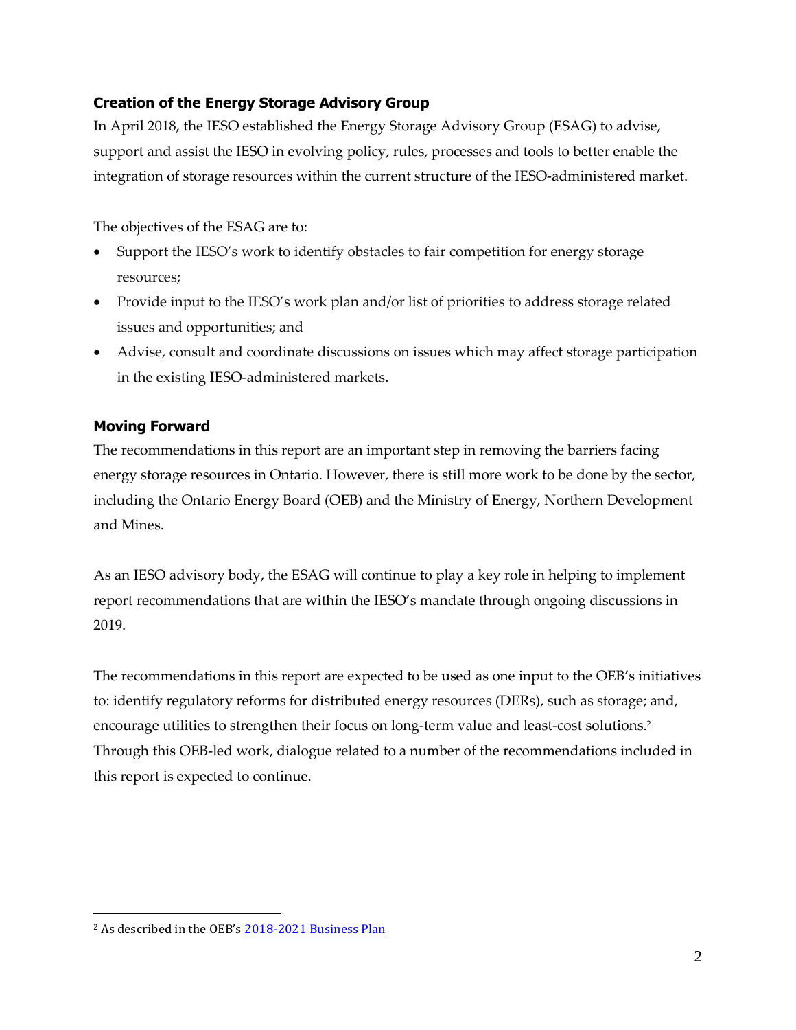## Creation of the Energy Storage Advisory Group

In April 2018, the IESO established the Energy Storage Advisory Group (ESAG) to advise, support and assist the IESO in evolving policy, rules, processes and tools to better enable the integration of storage resources within the current structure of the IESO-administered market.

The objectives of the ESAG are to:

- Support the IESO's work to identify obstacles to fair competition for energy storage resources;
- Provide input to the IESO's work plan and/or list of priorities to address storage related issues and opportunities; and
- Advise, consult and coordinate discussions on issues which may affect storage participation in the existing IESO-administered markets.

## Moving Forward

The recommendations in this report are an important step in removing the barriers facing energy storage resources in Ontario. However, there is still more work to be done by the sector, including the Ontario Energy Board (OEB) and the Ministry of Energy, Northern Development and Mines.

As an IESO advisory body, the ESAG will continue to play a key role in helping to implement report recommendations that are within the IESO's mandate through ongoing discussions in 2019.

The recommendations in this report are expected to be used as one input to the OEB's initiatives to: identify regulatory reforms for distributed energy resources (DERs), such as storage; and, encourage utilities to strengthen their focus on long-term value and least-cost solutions.[2] Through this OEB-led work, dialogue related to a number of the recommendations included in this report is expected to continue.

[2] As described in the OEB's 2018-2021 Business Plan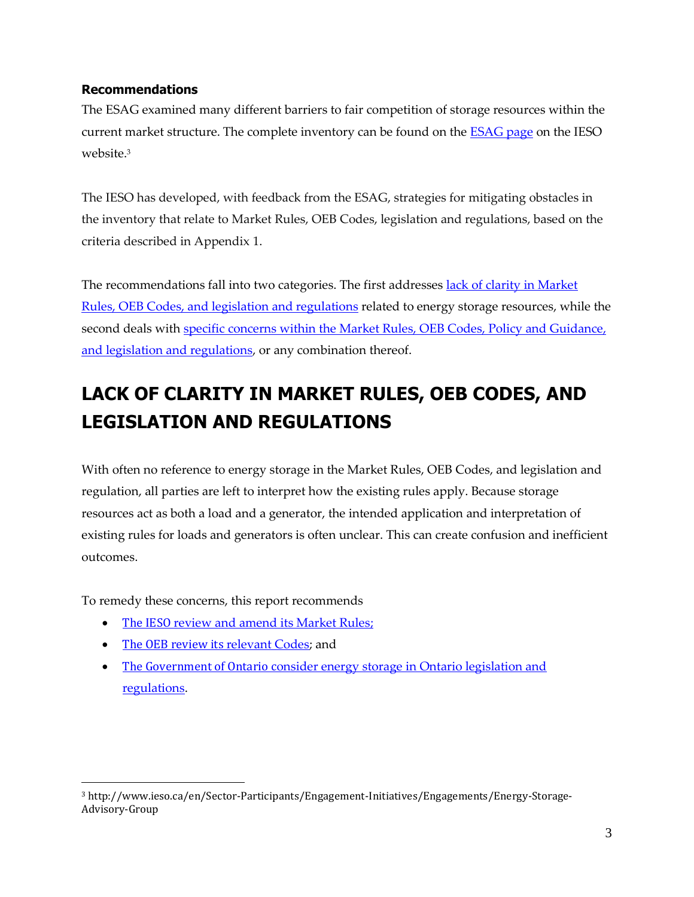### Recommendations

The ESAG examined many different barriers to fair competition of storage resources within the current market structure. The complete inventory can be found on the ESAG page on the IESO website.[3]

The IESO has developed, with feedback from the ESAG, strategies for mitigating obstacles in the inventory that relate to Market Rules, OEB Codes, legislation and regulations, based on the criteria described in Appendix 1.

The recommendations fall into two categories. The first addresses lack of clarity in Market Rules, OEB Codes, and legislation and regulations related to energy storage resources, while the second deals with specific concerns within the Market Rules, OEB Codes, Policy and Guidance, and legislation and regulations, or any combination thereof.

# LACK OF CLARITY IN MARKET RULES, OEB CODES, AND LEGISLATION AND REGULATIONS

With often no reference to energy storage in the Market Rules, OEB Codes, and legislation and regulation, all parties are left to interpret how the existing rules apply. Because storage resources act as both a load and a generator, the intended application and interpretation of existing rules for loads and generators is often unclear. This can create confusion and inefficient outcomes.

To remedy these concerns, this report recommends

- The IESO review and amend its Market Rules;
- The OEB review its relevant Codes; and
- The Government of Ontario consider energy storage in Ontario legislation and regulations.

[3] http://www.ieso.ca/en/Sector-Participants/Engagement-Initiatives/Engagements/Energy-Storage-Advisory-Group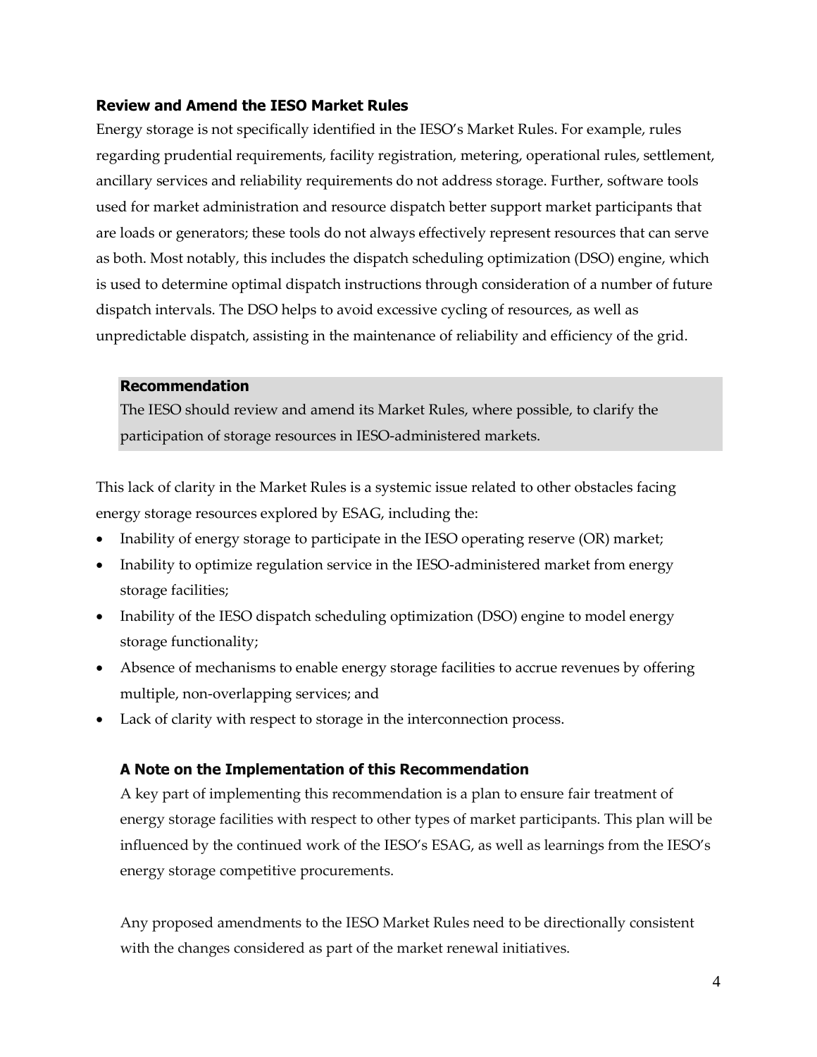### Review and Amend the IESO Market Rules

Energy storage is not specifically identified in the IESO's Market Rules. For example, rules regarding prudential requirements, facility registration, metering, operational rules, settlement, ancillary services and reliability requirements do not address storage. Further, software tools used for market administration and resource dispatch better support market participants that are loads or generators; these tools do not always effectively represent resources that can serve as both. Most notably, this includes the dispatch scheduling optimization (DSO) engine, which is used to determine optimal dispatch instructions through consideration of a number of future dispatch intervals. The DSO helps to avoid excessive cycling of resources, as well as unpredictable dispatch, assisting in the maintenance of reliability and efficiency of the grid.

> **Recommendation**
>
> The IESO should review and amend its Market Rules, where possible, to clarify the participation of storage resources in IESO-administered markets.

This lack of clarity in the Market Rules is a systemic issue related to other obstacles facing energy storage resources explored by ESAG, including the:

- Inability of energy storage to participate in the IESO operating reserve (OR) market;
- Inability to optimize regulation service in the IESO-administered market from energy storage facilities;
- Inability of the IESO dispatch scheduling optimization (DSO) engine to model energy storage functionality;
- Absence of mechanisms to enable energy storage facilities to accrue revenues by offering multiple, non-overlapping services; and
- Lack of clarity with respect to storage in the interconnection process.

#### A Note on the Implementation of this Recommendation

A key part of implementing this recommendation is a plan to ensure fair treatment of energy storage facilities with respect to other types of market participants. This plan will be influenced by the continued work of the IESO's ESAG, as well as learnings from the IESO's energy storage competitive procurements.

Any proposed amendments to the IESO Market Rules need to be directionally consistent with the changes considered as part of the market renewal initiatives.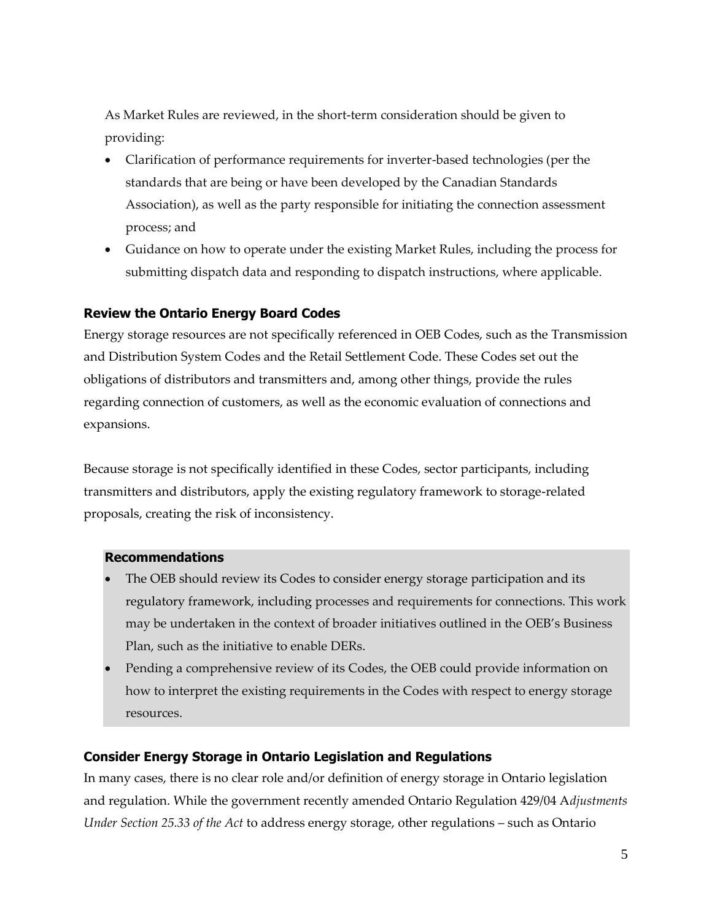As Market Rules are reviewed, in the short-term consideration should be given to providing:

- Clarification of performance requirements for inverter-based technologies (per the standards that are being or have been developed by the Canadian Standards Association), as well as the party responsible for initiating the connection assessment process; and
- Guidance on how to operate under the existing Market Rules, including the process for submitting dispatch data and responding to dispatch instructions, where applicable.

### Review the Ontario Energy Board Codes

Energy storage resources are not specifically referenced in OEB Codes, such as the Transmission and Distribution System Codes and the Retail Settlement Code. These Codes set out the obligations of distributors and transmitters and, among other things, provide the rules regarding connection of customers, as well as the economic evaluation of connections and expansions.

Because storage is not specifically identified in these Codes, sector participants, including transmitters and distributors, apply the existing regulatory framework to storage-related proposals, creating the risk of inconsistency.

**Recommendations**

- The OEB should review its Codes to consider energy storage participation and its regulatory framework, including processes and requirements for connections. This work may be undertaken in the context of broader initiatives outlined in the OEB's Business Plan, such as the initiative to enable DERs.
- Pending a comprehensive review of its Codes, the OEB could provide information on how to interpret the existing requirements in the Codes with respect to energy storage resources.

### Consider Energy Storage in Ontario Legislation and Regulations

In many cases, there is no clear role and/or definition of energy storage in Ontario legislation and regulation. While the government recently amended Ontario Regulation 429/04 A*djustments Under Section 25.33 of the Act* to address energy storage, other regulations – such as Ontario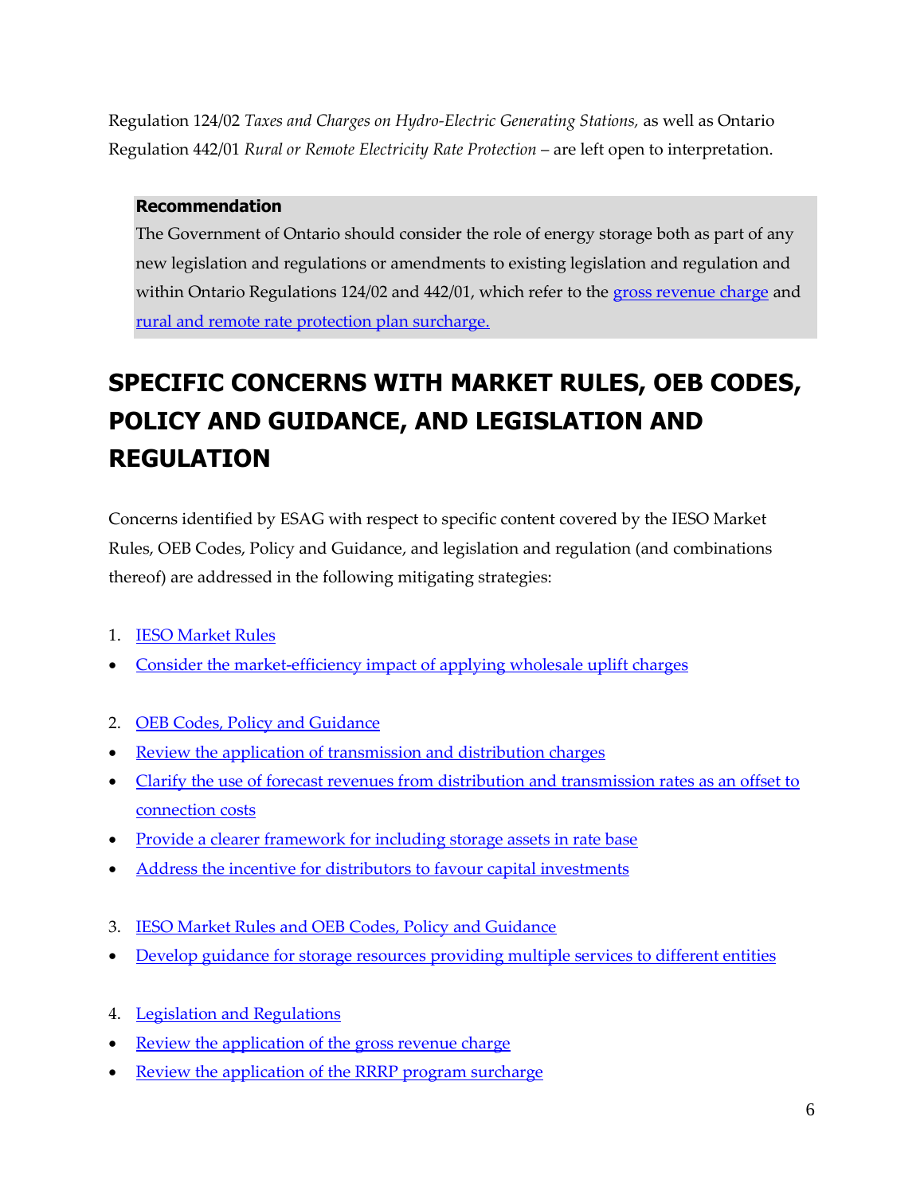Regulation 124/02 *Taxes and Charges on Hydro-Electric Generating Stations,* as well as Ontario Regulation 442/01 *Rural or Remote Electricity Rate Protection* – are left open to interpretation.

> **Recommendation**
>
> The Government of Ontario should consider the role of energy storage both as part of any new legislation and regulations or amendments to existing legislation and regulation and within Ontario Regulations 124/02 and 442/01, which refer to the gross revenue charge and rural and remote rate protection plan surcharge.

# SPECIFIC CONCERNS WITH MARKET RULES, OEB CODES, POLICY AND GUIDANCE, AND LEGISLATION AND REGULATION

Concerns identified by ESAG with respect to specific content covered by the IESO Market Rules, OEB Codes, Policy and Guidance, and legislation and regulation (and combinations thereof) are addressed in the following mitigating strategies:

1. IESO Market Rules

- Consider the market-efficiency impact of applying wholesale uplift charges

2. OEB Codes, Policy and Guidance

- Review the application of transmission and distribution charges
- Clarify the use of forecast revenues from distribution and transmission rates as an offset to connection costs
- Provide a clearer framework for including storage assets in rate base
- Address the incentive for distributors to favour capital investments

3. IESO Market Rules and OEB Codes, Policy and Guidance

- Develop guidance for storage resources providing multiple services to different entities

4. Legislation and Regulations

- Review the application of the gross revenue charge
- Review the application of the RRRP program surcharge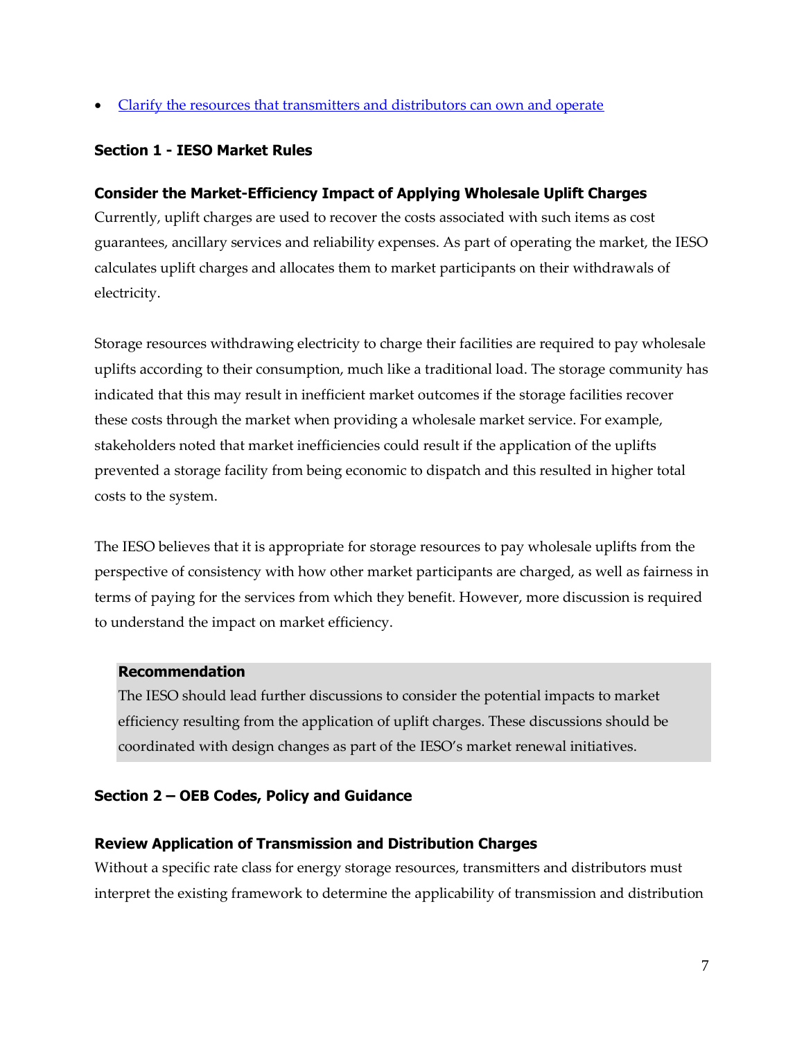- Clarify the resources that transmitters and distributors can own and operate

## Section 1 - IESO Market Rules

### Consider the Market-Efficiency Impact of Applying Wholesale Uplift Charges

Currently, uplift charges are used to recover the costs associated with such items as cost guarantees, ancillary services and reliability expenses. As part of operating the market, the IESO calculates uplift charges and allocates them to market participants on their withdrawals of electricity.

Storage resources withdrawing electricity to charge their facilities are required to pay wholesale uplifts according to their consumption, much like a traditional load. The storage community has indicated that this may result in inefficient market outcomes if the storage facilities recover these costs through the market when providing a wholesale market service. For example, stakeholders noted that market inefficiencies could result if the application of the uplifts prevented a storage facility from being economic to dispatch and this resulted in higher total costs to the system.

The IESO believes that it is appropriate for storage resources to pay wholesale uplifts from the perspective of consistency with how other market participants are charged, as well as fairness in terms of paying for the services from which they benefit. However, more discussion is required to understand the impact on market efficiency.

> **Recommendation**
> The IESO should lead further discussions to consider the potential impacts to market efficiency resulting from the application of uplift charges. These discussions should be coordinated with design changes as part of the IESO's market renewal initiatives.

## Section 2 – OEB Codes, Policy and Guidance

### Review Application of Transmission and Distribution Charges

Without a specific rate class for energy storage resources, transmitters and distributors must interpret the existing framework to determine the applicability of transmission and distribution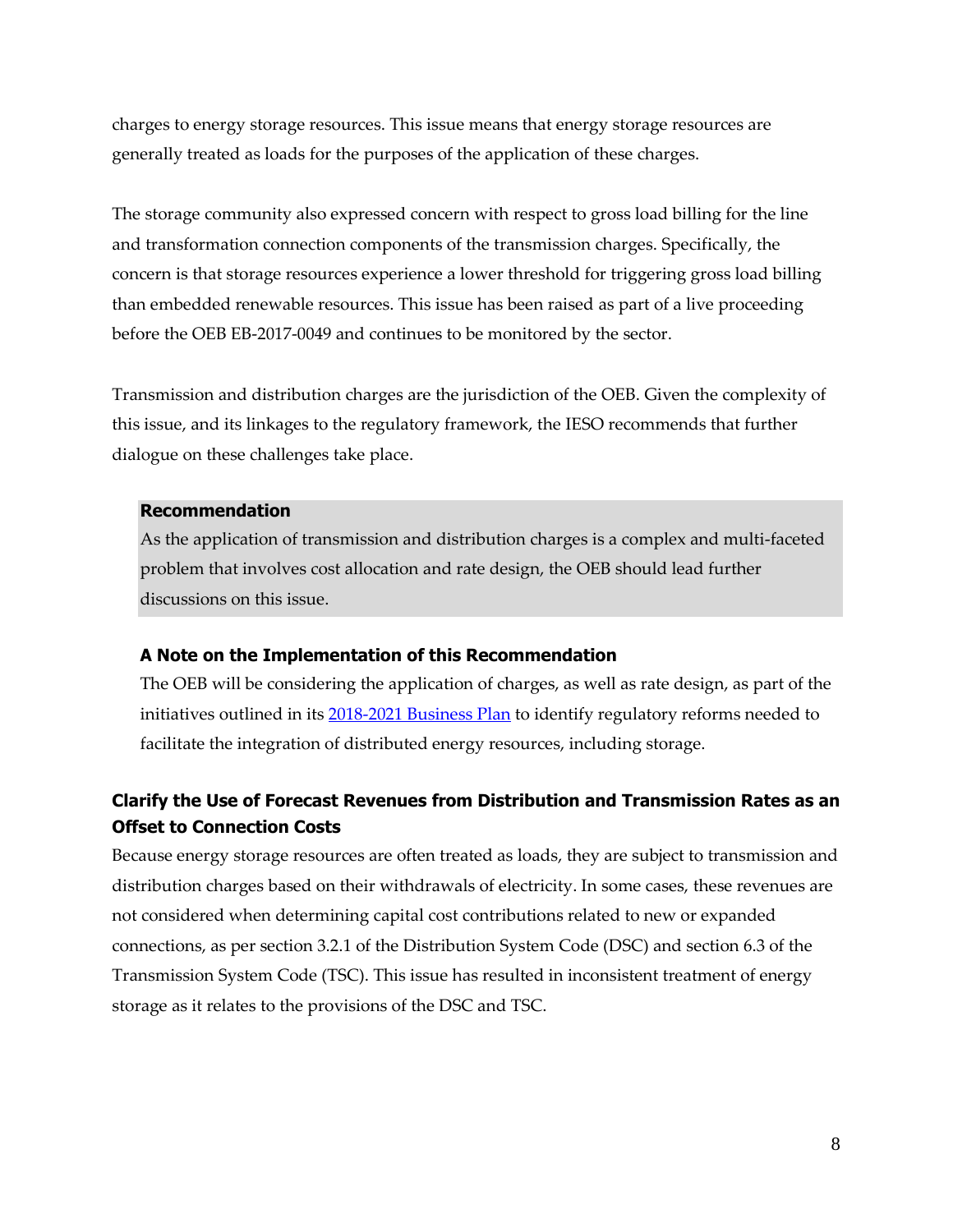charges to energy storage resources. This issue means that energy storage resources are generally treated as loads for the purposes of the application of these charges.

The storage community also expressed concern with respect to gross load billing for the line and transformation connection components of the transmission charges. Specifically, the concern is that storage resources experience a lower threshold for triggering gross load billing than embedded renewable resources. This issue has been raised as part of a live proceeding before the OEB EB-2017-0049 and continues to be monitored by the sector.

Transmission and distribution charges are the jurisdiction of the OEB. Given the complexity of this issue, and its linkages to the regulatory framework, the IESO recommends that further dialogue on these challenges take place.

> **Recommendation**
>
> As the application of transmission and distribution charges is a complex and multi-faceted problem that involves cost allocation and rate design, the OEB should lead further discussions on this issue.

#### A Note on the Implementation of this Recommendation

The OEB will be considering the application of charges, as well as rate design, as part of the initiatives outlined in its [2018-2021 Business Plan] to identify regulatory reforms needed to facilitate the integration of distributed energy resources, including storage.

### Clarify the Use of Forecast Revenues from Distribution and Transmission Rates as an Offset to Connection Costs

Because energy storage resources are often treated as loads, they are subject to transmission and distribution charges based on their withdrawals of electricity. In some cases, these revenues are not considered when determining capital cost contributions related to new or expanded connections, as per section 3.2.1 of the Distribution System Code (DSC) and section 6.3 of the Transmission System Code (TSC). This issue has resulted in inconsistent treatment of energy storage as it relates to the provisions of the DSC and TSC.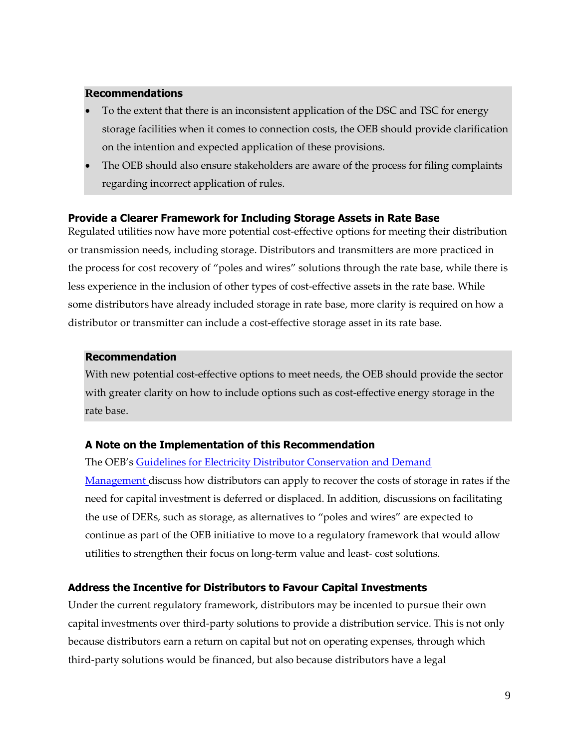**Recommendations**

- To the extent that there is an inconsistent application of the DSC and TSC for energy storage facilities when it comes to connection costs, the OEB should provide clarification on the intention and expected application of these provisions.
- The OEB should also ensure stakeholders are aware of the process for filing complaints regarding incorrect application of rules.

### Provide a Clearer Framework for Including Storage Assets in Rate Base

Regulated utilities now have more potential cost-effective options for meeting their distribution or transmission needs, including storage. Distributors and transmitters are more practiced in the process for cost recovery of "poles and wires" solutions through the rate base, while there is less experience in the inclusion of other types of cost-effective assets in the rate base. While some distributors have already included storage in rate base, more clarity is required on how a distributor or transmitter can include a cost-effective storage asset in its rate base.

**Recommendation**

With new potential cost-effective options to meet needs, the OEB should provide the sector with greater clarity on how to include options such as cost-effective energy storage in the rate base.

#### A Note on the Implementation of this Recommendation

The OEB's [Guidelines for Electricity Distributor Conservation and Demand Management](#) discuss how distributors can apply to recover the costs of storage in rates if the need for capital investment is deferred or displaced. In addition, discussions on facilitating the use of DERs, such as storage, as alternatives to "poles and wires" are expected to continue as part of the OEB initiative to move to a regulatory framework that would allow utilities to strengthen their focus on long-term value and least- cost solutions.

### Address the Incentive for Distributors to Favour Capital Investments

Under the current regulatory framework, distributors may be incented to pursue their own capital investments over third-party solutions to provide a distribution service. This is not only because distributors earn a return on capital but not on operating expenses, through which third-party solutions would be financed, but also because distributors have a legal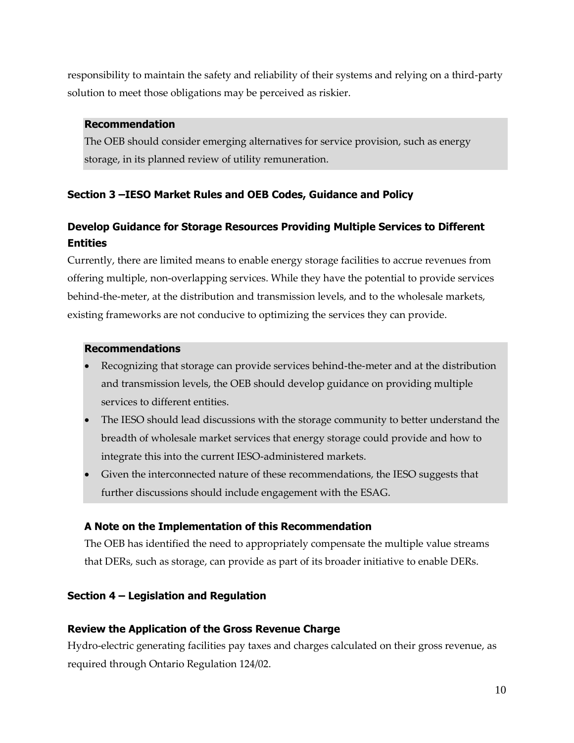responsibility to maintain the safety and reliability of their systems and relying on a third-party solution to meet those obligations may be perceived as riskier.

**Recommendation**

The OEB should consider emerging alternatives for service provision, such as energy storage, in its planned review of utility remuneration.

### Section 3 –IESO Market Rules and OEB Codes, Guidance and Policy

### Develop Guidance for Storage Resources Providing Multiple Services to Different Entities

Currently, there are limited means to enable energy storage facilities to accrue revenues from offering multiple, non-overlapping services. While they have the potential to provide services behind-the-meter, at the distribution and transmission levels, and to the wholesale markets, existing frameworks are not conducive to optimizing the services they can provide.

**Recommendations**

- Recognizing that storage can provide services behind-the-meter and at the distribution and transmission levels, the OEB should develop guidance on providing multiple services to different entities.
- The IESO should lead discussions with the storage community to better understand the breadth of wholesale market services that energy storage could provide and how to integrate this into the current IESO-administered markets.
- Given the interconnected nature of these recommendations, the IESO suggests that further discussions should include engagement with the ESAG.

#### A Note on the Implementation of this Recommendation

The OEB has identified the need to appropriately compensate the multiple value streams that DERs, such as storage, can provide as part of its broader initiative to enable DERs.

### Section 4 – Legislation and Regulation

### Review the Application of the Gross Revenue Charge

Hydro-electric generating facilities pay taxes and charges calculated on their gross revenue, as required through Ontario Regulation 124/02.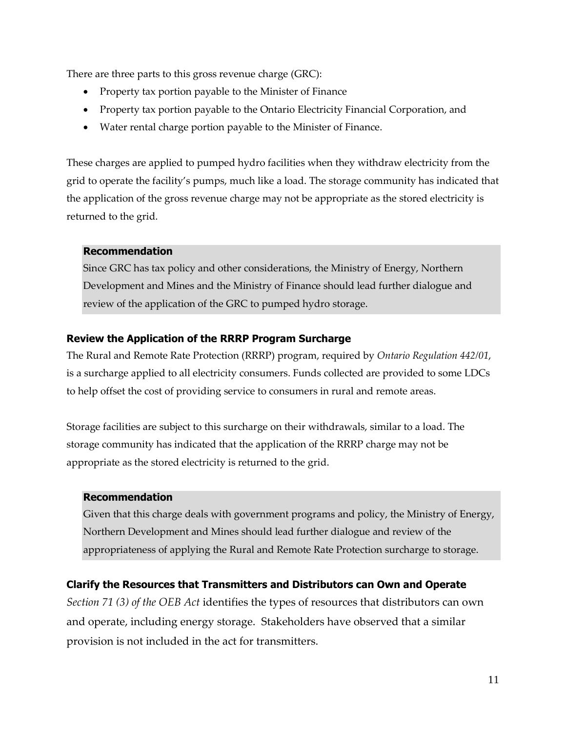There are three parts to this gross revenue charge (GRC):

- Property tax portion payable to the Minister of Finance
- Property tax portion payable to the Ontario Electricity Financial Corporation, and
- Water rental charge portion payable to the Minister of Finance.

These charges are applied to pumped hydro facilities when they withdraw electricity from the grid to operate the facility's pumps, much like a load. The storage community has indicated that the application of the gross revenue charge may not be appropriate as the stored electricity is returned to the grid.

> **Recommendation**
>
> Since GRC has tax policy and other considerations, the Ministry of Energy, Northern Development and Mines and the Ministry of Finance should lead further dialogue and review of the application of the GRC to pumped hydro storage.

### Review the Application of the RRRP Program Surcharge

The Rural and Remote Rate Protection (RRRP) program, required by *Ontario Regulation 442/01*, is a surcharge applied to all electricity consumers. Funds collected are provided to some LDCs to help offset the cost of providing service to consumers in rural and remote areas.

Storage facilities are subject to this surcharge on their withdrawals, similar to a load. The storage community has indicated that the application of the RRRP charge may not be appropriate as the stored electricity is returned to the grid.

> **Recommendation**
>
> Given that this charge deals with government programs and policy, the Ministry of Energy, Northern Development and Mines should lead further dialogue and review of the appropriateness of applying the Rural and Remote Rate Protection surcharge to storage.

### Clarify the Resources that Transmitters and Distributors can Own and Operate

*Section 71 (3) of the OEB Act* identifies the types of resources that distributors can own and operate, including energy storage. Stakeholders have observed that a similar provision is not included in the act for transmitters.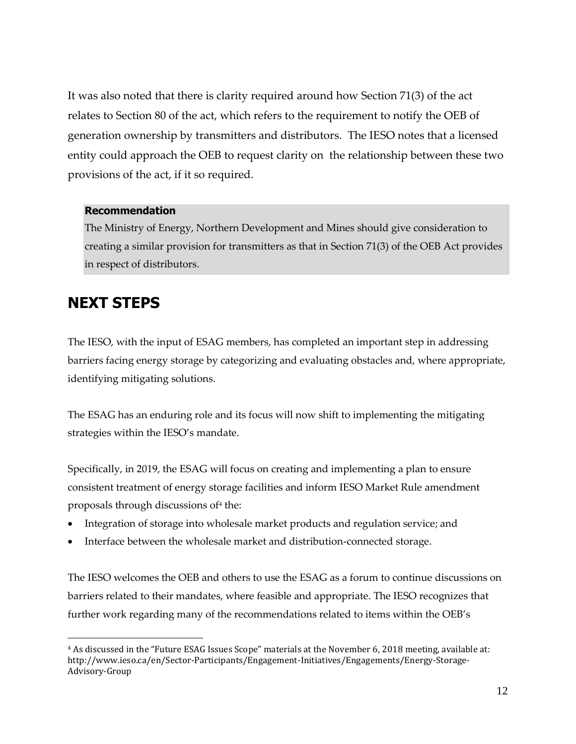It was also noted that there is clarity required around how Section 71(3) of the act relates to Section 80 of the act, which refers to the requirement to notify the OEB of generation ownership by transmitters and distributors. The IESO notes that a licensed entity could approach the OEB to request clarity on the relationship between these two provisions of the act, if it so required.

> **Recommendation**
>
> The Ministry of Energy, Northern Development and Mines should give consideration to creating a similar provision for transmitters as that in Section 71(3) of the OEB Act provides in respect of distributors.

## NEXT STEPS

The IESO, with the input of ESAG members, has completed an important step in addressing barriers facing energy storage by categorizing and evaluating obstacles and, where appropriate, identifying mitigating solutions.

The ESAG has an enduring role and its focus will now shift to implementing the mitigating strategies within the IESO's mandate.

Specifically, in 2019, the ESAG will focus on creating and implementing a plan to ensure consistent treatment of energy storage facilities and inform IESO Market Rule amendment proposals through discussions of[4] the:

- Integration of storage into wholesale market products and regulation service; and
- Interface between the wholesale market and distribution-connected storage.

The IESO welcomes the OEB and others to use the ESAG as a forum to continue discussions on barriers related to their mandates, where feasible and appropriate. The IESO recognizes that further work regarding many of the recommendations related to items within the OEB's

[4] As discussed in the "Future ESAG Issues Scope" materials at the November 6, 2018 meeting, available at: http://www.ieso.ca/en/Sector-Participants/Engagement-Initiatives/Engagements/Energy-Storage-Advisory-Group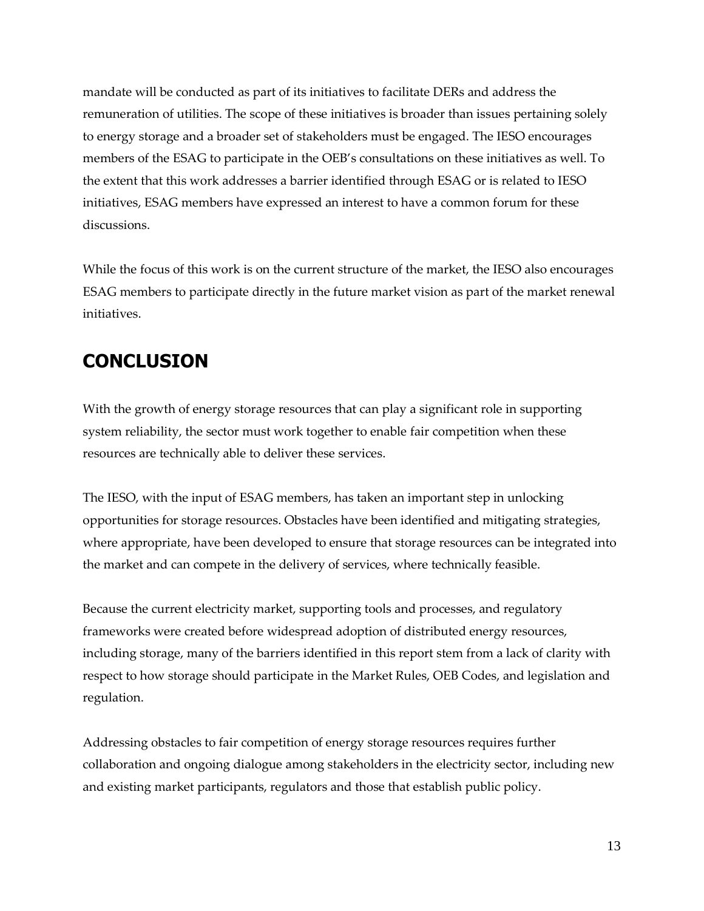mandate will be conducted as part of its initiatives to facilitate DERs and address the remuneration of utilities. The scope of these initiatives is broader than issues pertaining solely to energy storage and a broader set of stakeholders must be engaged. The IESO encourages members of the ESAG to participate in the OEB's consultations on these initiatives as well. To the extent that this work addresses a barrier identified through ESAG or is related to IESO initiatives, ESAG members have expressed an interest to have a common forum for these discussions.

While the focus of this work is on the current structure of the market, the IESO also encourages ESAG members to participate directly in the future market vision as part of the market renewal initiatives.

## CONCLUSION

With the growth of energy storage resources that can play a significant role in supporting system reliability, the sector must work together to enable fair competition when these resources are technically able to deliver these services.

The IESO, with the input of ESAG members, has taken an important step in unlocking opportunities for storage resources. Obstacles have been identified and mitigating strategies, where appropriate, have been developed to ensure that storage resources can be integrated into the market and can compete in the delivery of services, where technically feasible.

Because the current electricity market, supporting tools and processes, and regulatory frameworks were created before widespread adoption of distributed energy resources, including storage, many of the barriers identified in this report stem from a lack of clarity with respect to how storage should participate in the Market Rules, OEB Codes, and legislation and regulation.

Addressing obstacles to fair competition of energy storage resources requires further collaboration and ongoing dialogue among stakeholders in the electricity sector, including new and existing market participants, regulators and those that establish public policy.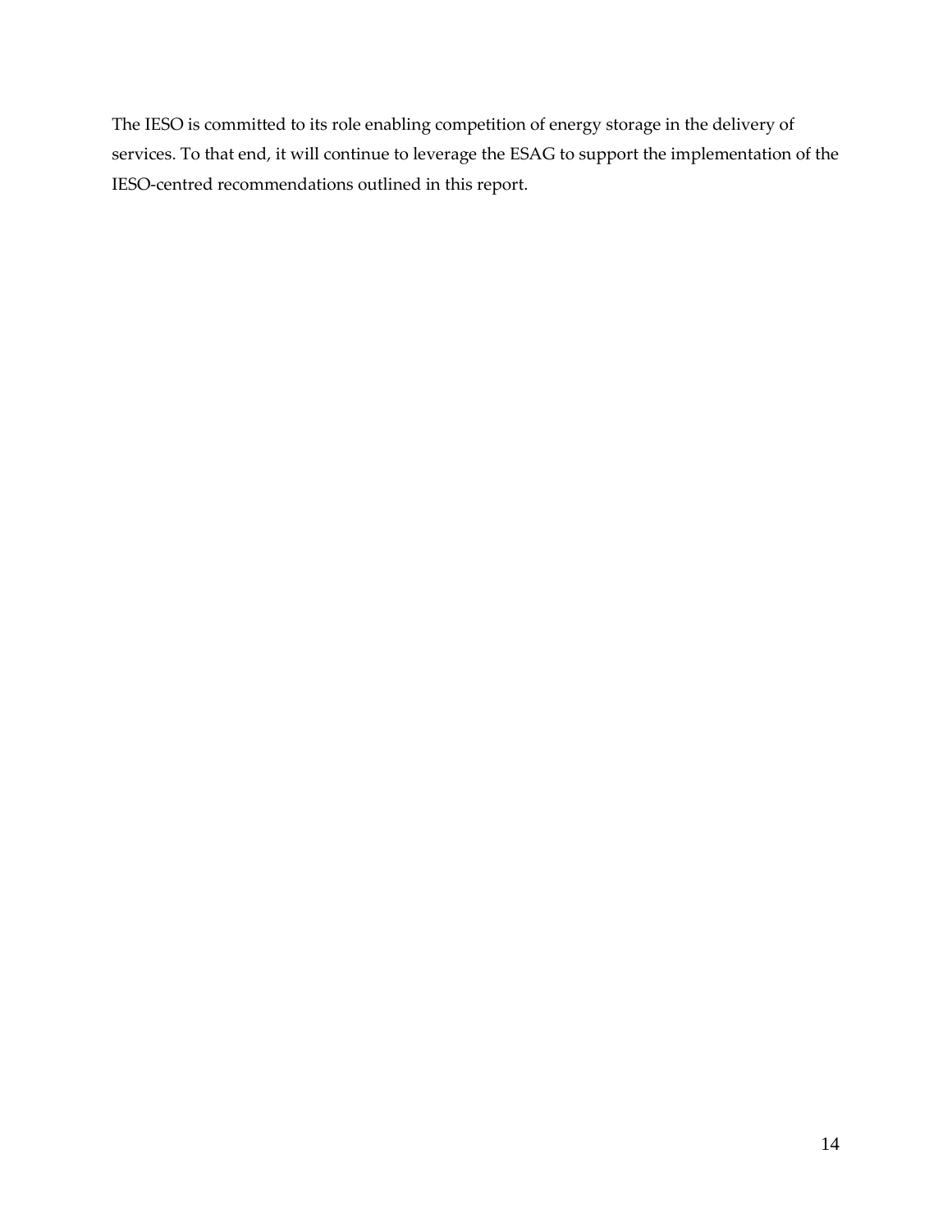The IESO is committed to its role enabling competition of energy storage in the delivery of services. To that end, it will continue to leverage the ESAG to support the implementation of the IESO-centred recommendations outlined in this report.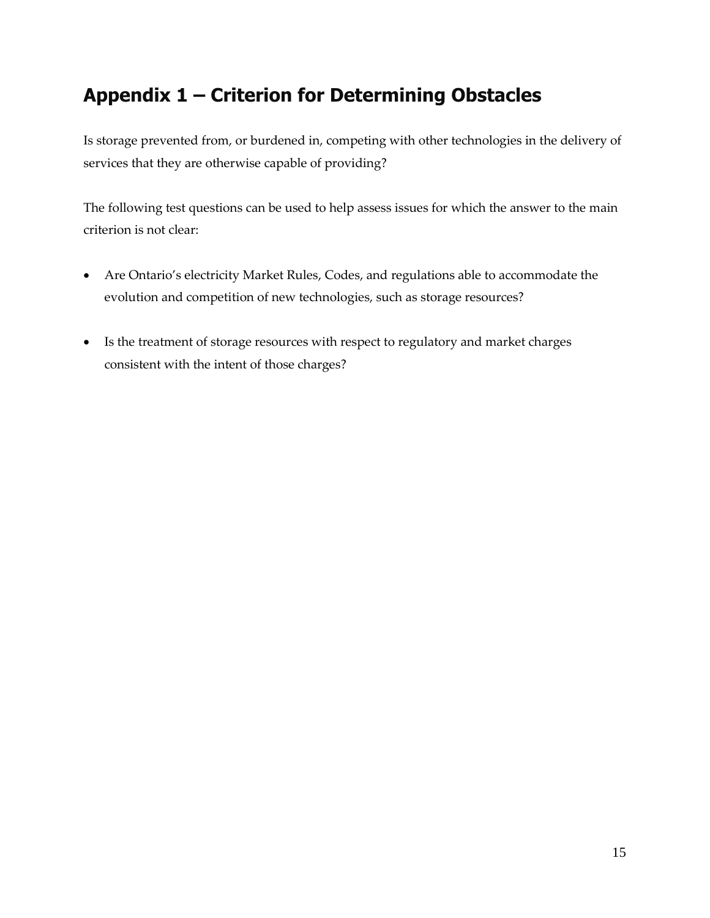# Appendix 1 – Criterion for Determining Obstacles

Is storage prevented from, or burdened in, competing with other technologies in the delivery of services that they are otherwise capable of providing?

The following test questions can be used to help assess issues for which the answer to the main criterion is not clear:

- Are Ontario's electricity Market Rules, Codes, and regulations able to accommodate the evolution and competition of new technologies, such as storage resources?
- Is the treatment of storage resources with respect to regulatory and market charges consistent with the intent of those charges?